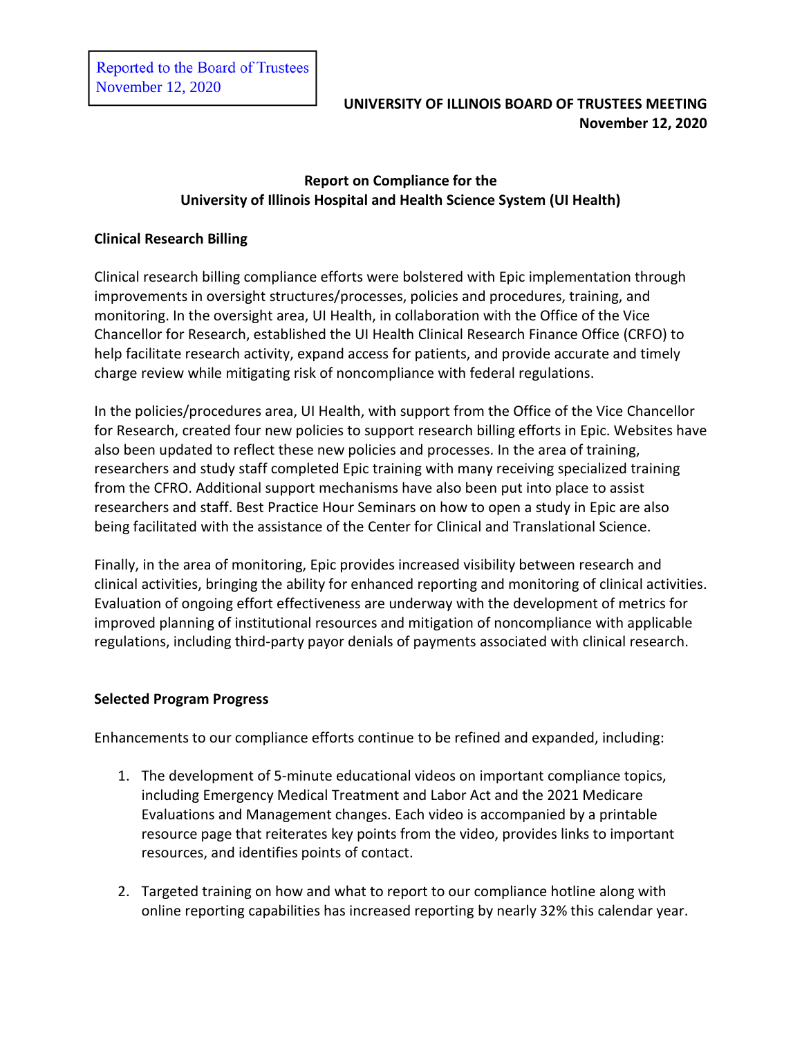Reported to the Board of Trustees
November 12, 2020

**UNIVERSITY OF ILLINOIS BOARD OF TRUSTEES MEETING**
**November 12, 2020**

# Report on Compliance for the University of Illinois Hospital and Health Science System (UI Health)

## Clinical Research Billing

Clinical research billing compliance efforts were bolstered with Epic implementation through improvements in oversight structures/processes, policies and procedures, training, and monitoring. In the oversight area, UI Health, in collaboration with the Office of the Vice Chancellor for Research, established the UI Health Clinical Research Finance Office (CRFO) to help facilitate research activity, expand access for patients, and provide accurate and timely charge review while mitigating risk of noncompliance with federal regulations.

In the policies/procedures area, UI Health, with support from the Office of the Vice Chancellor for Research, created four new policies to support research billing efforts in Epic. Websites have also been updated to reflect these new policies and processes. In the area of training, researchers and study staff completed Epic training with many receiving specialized training from the CFRO. Additional support mechanisms have also been put into place to assist researchers and staff. Best Practice Hour Seminars on how to open a study in Epic are also being facilitated with the assistance of the Center for Clinical and Translational Science.

Finally, in the area of monitoring, Epic provides increased visibility between research and clinical activities, bringing the ability for enhanced reporting and monitoring of clinical activities. Evaluation of ongoing effort effectiveness are underway with the development of metrics for improved planning of institutional resources and mitigation of noncompliance with applicable regulations, including third-party payor denials of payments associated with clinical research.

## Selected Program Progress

Enhancements to our compliance efforts continue to be refined and expanded, including:

1. The development of 5-minute educational videos on important compliance topics, including Emergency Medical Treatment and Labor Act and the 2021 Medicare Evaluations and Management changes. Each video is accompanied by a printable resource page that reiterates key points from the video, provides links to important resources, and identifies points of contact.

2. Targeted training on how and what to report to our compliance hotline along with online reporting capabilities has increased reporting by nearly 32% this calendar year.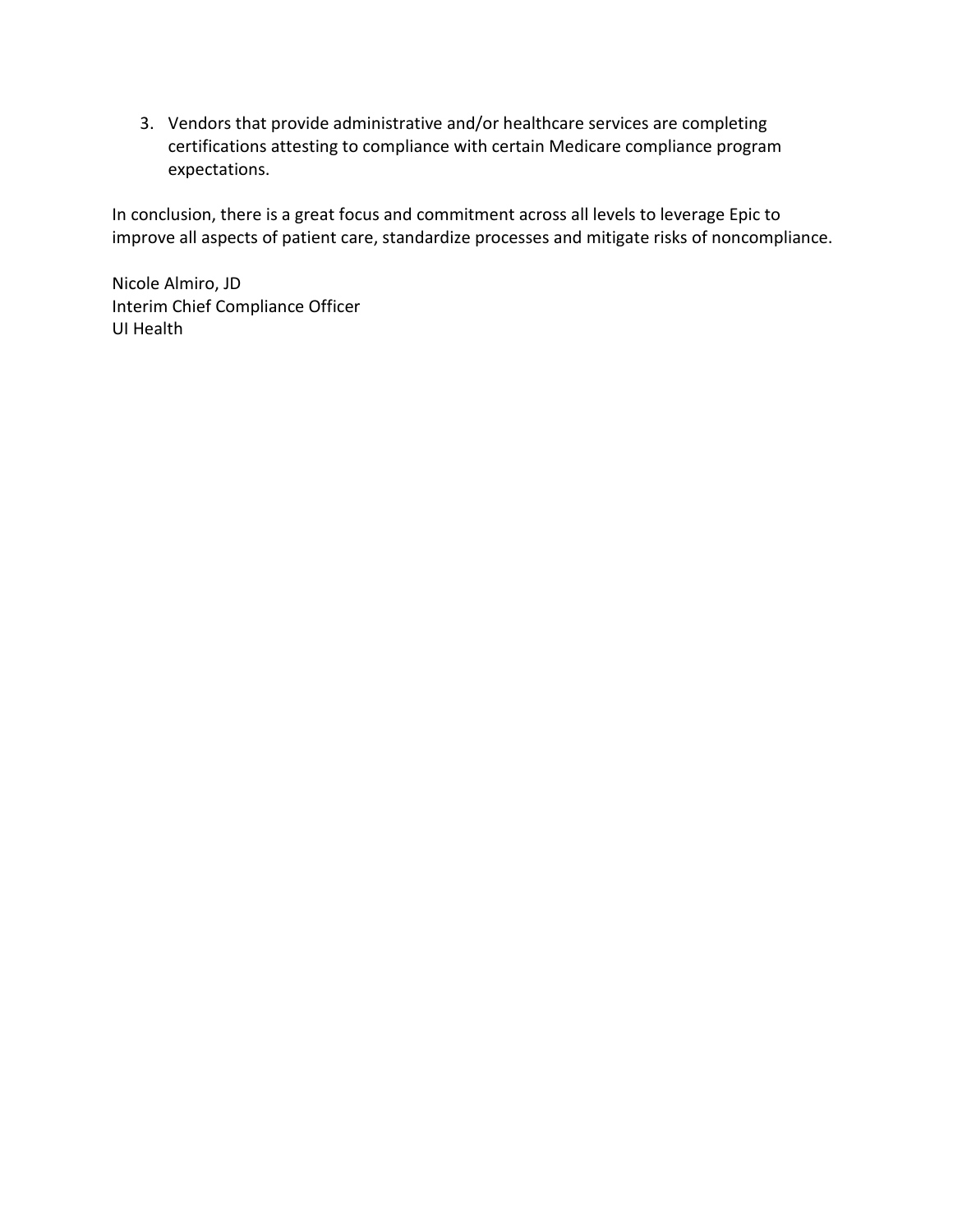3. Vendors that provide administrative and/or healthcare services are completing certifications attesting to compliance with certain Medicare compliance program expectations.

In conclusion, there is a great focus and commitment across all levels to leverage Epic to improve all aspects of patient care, standardize processes and mitigate risks of noncompliance.

Nicole Almiro, JD
Interim Chief Compliance Officer
UI Health